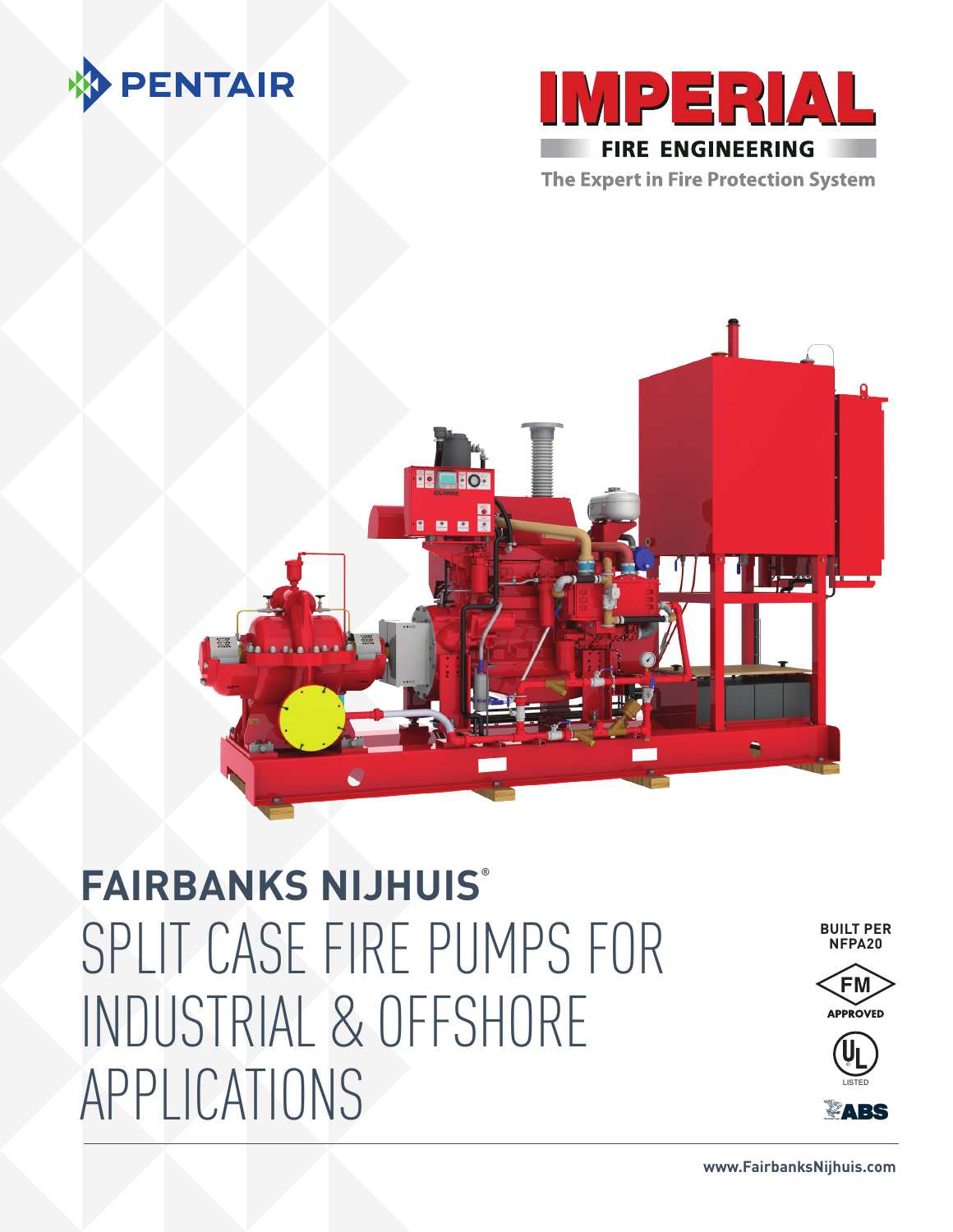PENTAIR

IMPERIAL

FIRE ENGINEERING

The Expert in Fire Protection System

# FAIRBANKS NIJHUIS®

# SPLIT CASE FIRE PUMPS FOR INDUSTRIAL & OFFSHORE APPLICATIONS

BUILT PER NFPA20

FM APPROVED

UL LISTED

ABS

www.FairbanksNijhuis.com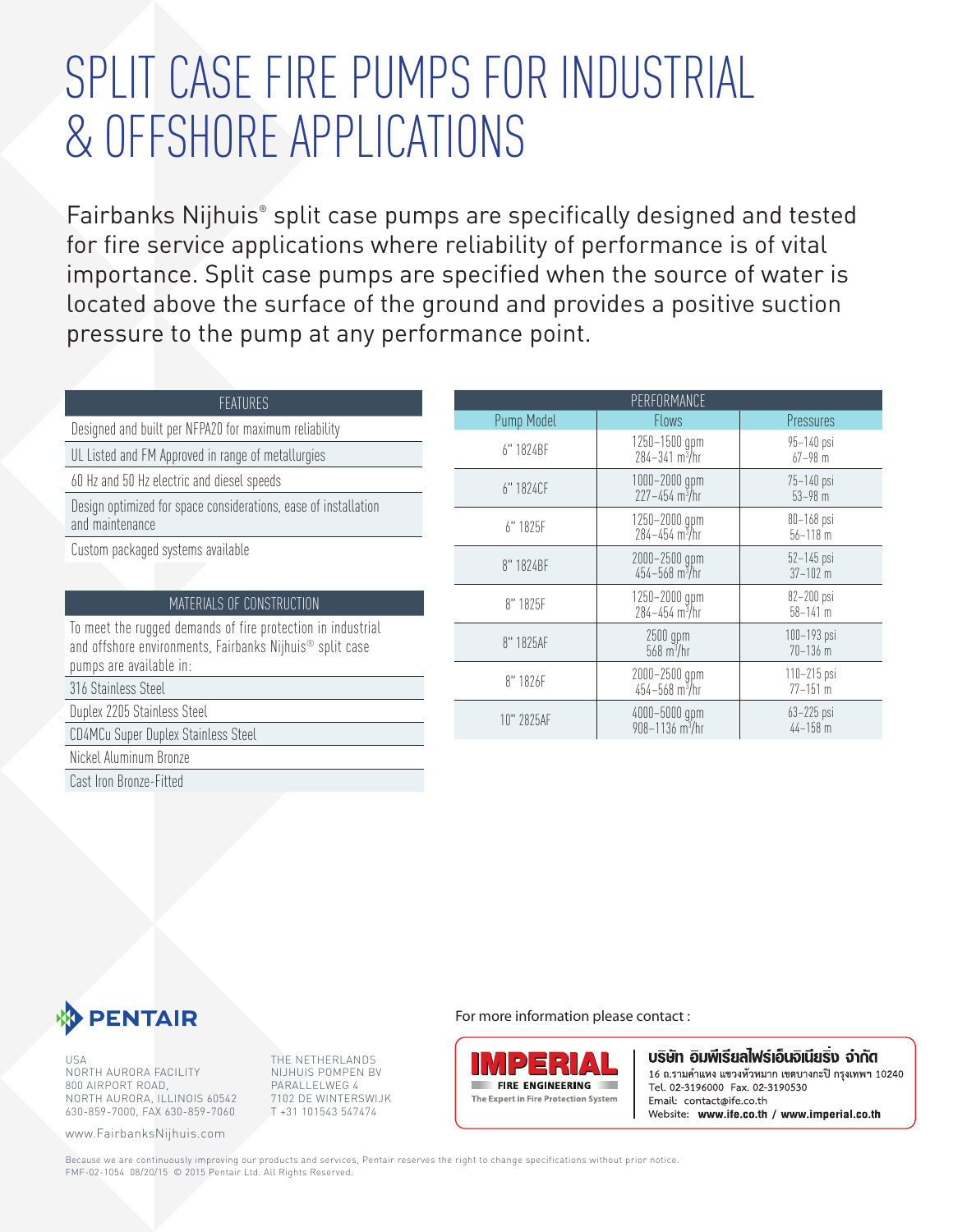# SPLIT CASE FIRE PUMPS FOR INDUSTRIAL & OFFSHORE APPLICATIONS

Fairbanks Nijhuis® split case pumps are specifically designed and tested for fire service applications where reliability of performance is of vital importance. Split case pumps are specified when the source of water is located above the surface of the ground and provides a positive suction pressure to the pump at any performance point.

| FEATURES |
|---|
| Designed and built per NFPA20 for maximum reliability |
| UL Listed and FM Approved in range of metallurgies |
| 60 Hz and 50 Hz electric and diesel speeds |
| Design optimized for space considerations, ease of installation and maintenance |
| Custom packaged systems available |

| MATERIALS OF CONSTRUCTION |
|---|
| To meet the rugged demands of fire protection in industrial and offshore environments, Fairbanks Nijhuis® split case pumps are available in: |
| 316 Stainless Steel |
| Duplex 2205 Stainless Steel |
| CD4MCu Super Duplex Stainless Steel |
| Nickel Aluminum Bronze |
| Cast Iron Bronze-Fitted |

| PERFORMANCE | | |
|---|---|---|
| Pump Model | Flows | Pressures |
| 6" 1824BF | 1250–1500 gpm<br>284–341 m³/hr | 95–140 psi<br>67–98 m |
| 6" 1824CF | 1000–2000 gpm<br>227–454 m³/hr | 75–140 psi<br>53–98 m |
| 6" 1825F | 1250–2000 gpm<br>284–454 m³/hr | 80–168 psi<br>56–118 m |
| 8" 1824BF | 2000–2500 gpm<br>454–568 m³/hr | 52–145 psi<br>37–102 m |
| 8" 1825F | 1250–2000 gpm<br>284–454 m³/hr | 82–200 psi<br>58–141 m |
| 8" 1825AF | 2500 gpm<br>568 m³/hr | 100–193 psi<br>70–136 m |
| 8" 1826F | 2000–2500 gpm<br>454–568 m³/hr | 110–215 psi<br>77–151 m |
| 10" 2825AF | 4000–5000 gpm<br>908–1136 m³/hr | 63–225 psi<br>44–158 m |

**PENTAIR**

USA
NORTH AURORA FACILITY
800 AIRPORT ROAD,
NORTH AURORA, ILLINOIS 60542
630-859-7000, FAX 630-859-7060

THE NETHERLANDS
NIJHUIS POMPEN BV
PARALLELWEG 4
7102 DE WINTERSWIJK
T +31 101543 547474

www.FairbanksNijhuis.com

For more information please contact :

**IMPERIAL**
FIRE ENGINEERING
The Expert in Fire Protection System

**บริษัท อิมพีเรียลไฟร์เอ็นจิเนียริ่ง จำกัด**
16 ถ.รามคำแหง แขวงหัวหมาก เขตบางกะปิ กรุงเทพฯ 10240
Tel. 02-3196000 Fax. 02-3190530
Email: contact@ife.co.th
Website: **www.ife.co.th / www.imperial.co.th**

Because we are continuously improving our products and services, Pentair reserves the right to change specifications without prior notice.
FMF-02-1054 08/20/15 © 2015 Pentair Ltd. All Rights Reserved.